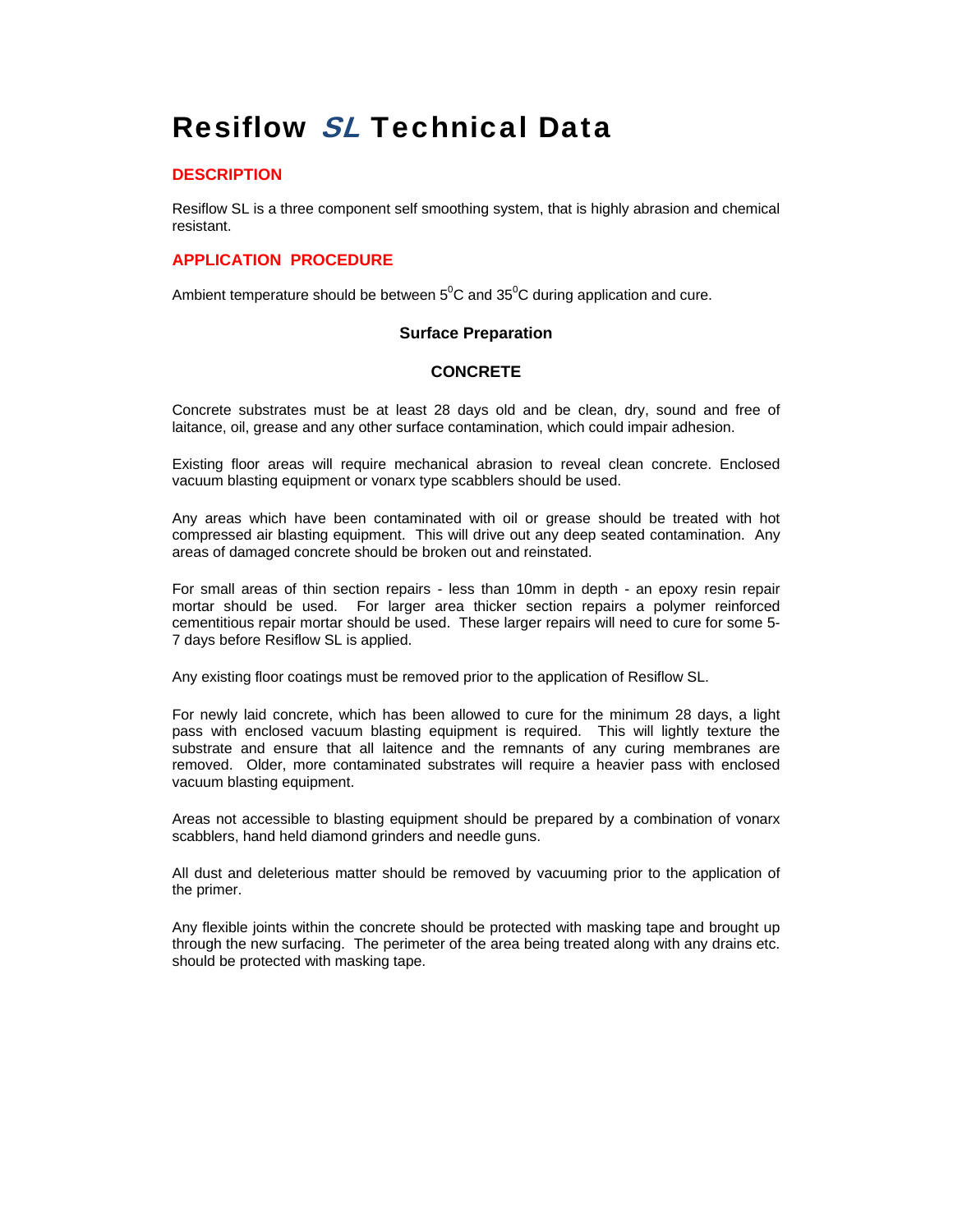# Resiflow *SL* Technical Data

## DESCRIPTION

Resiflow SL is a three component self smoothing system, that is highly abrasion and chemical resistant.

## APPLICATION PROCEDURE

Ambient temperature should be between $5^0$C and $35^0$C during application and cure.

### Surface Preparation

#### CONCRETE

Concrete substrates must be at least 28 days old and be clean, dry, sound and free of laitance, oil, grease and any other surface contamination, which could impair adhesion.

Existing floor areas will require mechanical abrasion to reveal clean concrete. Enclosed vacuum blasting equipment or vonarx type scabblers should be used.

Any areas which have been contaminated with oil or grease should be treated with hot compressed air blasting equipment. This will drive out any deep seated contamination. Any areas of damaged concrete should be broken out and reinstated.

For small areas of thin section repairs - less than 10mm in depth - an epoxy resin repair mortar should be used. For larger area thicker section repairs a polymer reinforced cementitious repair mortar should be used. These larger repairs will need to cure for some 5-7 days before Resiflow SL is applied.

Any existing floor coatings must be removed prior to the application of Resiflow SL.

For newly laid concrete, which has been allowed to cure for the minimum 28 days, a light pass with enclosed vacuum blasting equipment is required. This will lightly texture the substrate and ensure that all laitence and the remnants of any curing membranes are removed. Older, more contaminated substrates will require a heavier pass with enclosed vacuum blasting equipment.

Areas not accessible to blasting equipment should be prepared by a combination of vonarx scabblers, hand held diamond grinders and needle guns.

All dust and deleterious matter should be removed by vacuuming prior to the application of the primer.

Any flexible joints within the concrete should be protected with masking tape and brought up through the new surfacing. The perimeter of the area being treated along with any drains etc. should be protected with masking tape.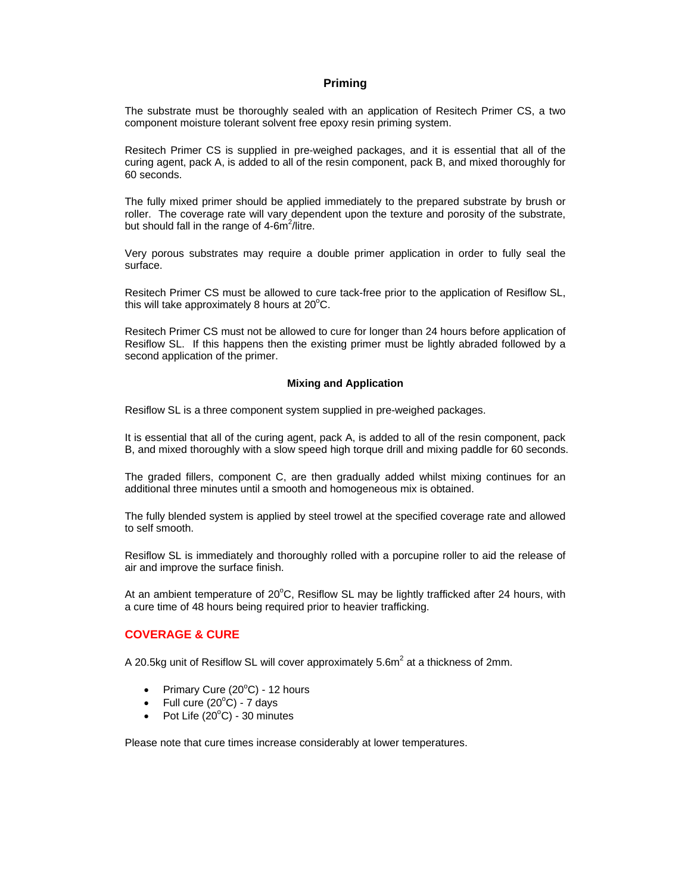## Priming

The substrate must be thoroughly sealed with an application of Resitech Primer CS, a two component moisture tolerant solvent free epoxy resin priming system.

Resitech Primer CS is supplied in pre-weighed packages, and it is essential that all of the curing agent, pack A, is added to all of the resin component, pack B, and mixed thoroughly for 60 seconds.

The fully mixed primer should be applied immediately to the prepared substrate by brush or roller. The coverage rate will vary dependent upon the texture and porosity of the substrate, but should fall in the range of 4-6m$^2$/litre.

Very porous substrates may require a double primer application in order to fully seal the surface.

Resitech Primer CS must be allowed to cure tack-free prior to the application of Resiflow SL, this will take approximately 8 hours at 20$^o$C.

Resitech Primer CS must not be allowed to cure for longer than 24 hours before application of Resiflow SL. If this happens then the existing primer must be lightly abraded followed by a second application of the primer.

### Mixing and Application

Resiflow SL is a three component system supplied in pre-weighed packages.

It is essential that all of the curing agent, pack A, is added to all of the resin component, pack B, and mixed thoroughly with a slow speed high torque drill and mixing paddle for 60 seconds.

The graded fillers, component C, are then gradually added whilst mixing continues for an additional three minutes until a smooth and homogeneous mix is obtained.

The fully blended system is applied by steel trowel at the specified coverage rate and allowed to self smooth.

Resiflow SL is immediately and thoroughly rolled with a porcupine roller to aid the release of air and improve the surface finish.

At an ambient temperature of 20$^o$C, Resiflow SL may be lightly trafficked after 24 hours, with a cure time of 48 hours being required prior to heavier trafficking.

## COVERAGE & CURE

A 20.5kg unit of Resiflow SL will cover approximately 5.6m$^2$ at a thickness of 2mm.

- Primary Cure (20$^o$C) - 12 hours
- Full cure (20$^o$C) - 7 days
- Pot Life (20$^o$C) - 30 minutes

Please note that cure times increase considerably at lower temperatures.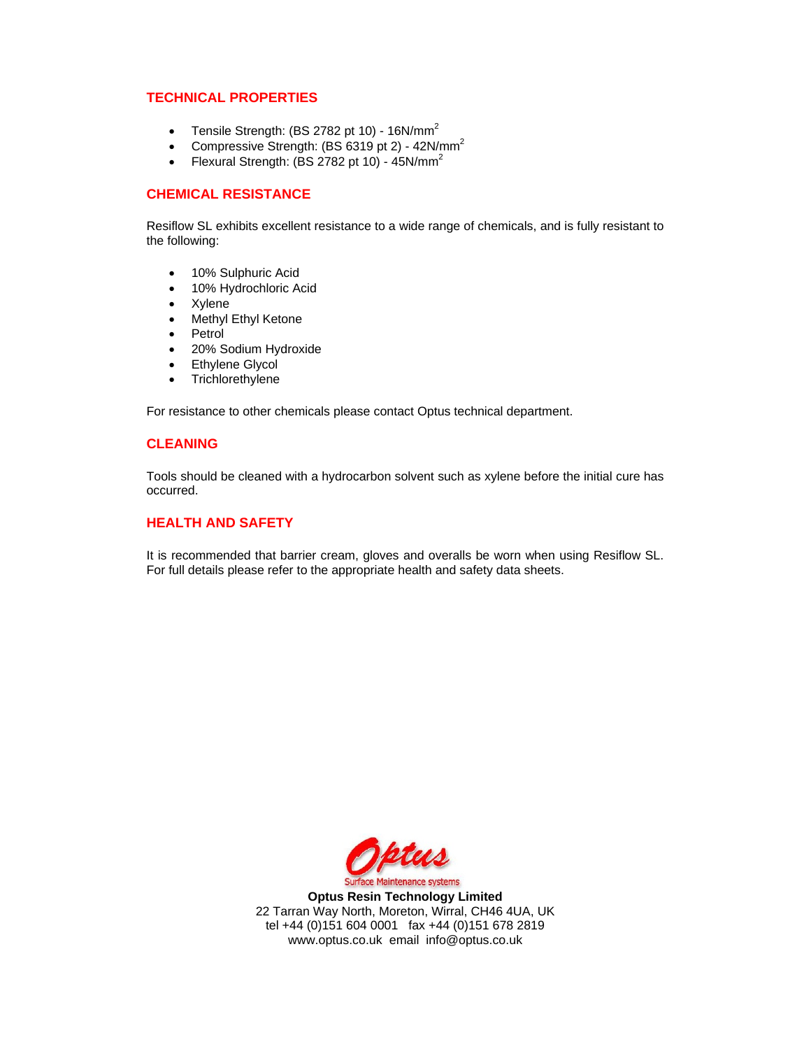## TECHNICAL PROPERTIES

- Tensile Strength: (BS 2782 pt 10) - 16N/mm$^2$
- Compressive Strength: (BS 6319 pt 2) - 42N/mm$^2$
- Flexural Strength: (BS 2782 pt 10) - 45N/mm$^2$

## CHEMICAL RESISTANCE

Resiflow SL exhibits excellent resistance to a wide range of chemicals, and is fully resistant to the following:

- 10% Sulphuric Acid
- 10% Hydrochloric Acid
- Xylene
- Methyl Ethyl Ketone
- Petrol
- 20% Sodium Hydroxide
- Ethylene Glycol
- Trichlorethylene

For resistance to other chemicals please contact Optus technical department.

## CLEANING

Tools should be cleaned with a hydrocarbon solvent such as xylene before the initial cure has occurred.

## HEALTH AND SAFETY

It is recommended that barrier cream, gloves and overalls be worn when using Resiflow SL. For full details please refer to the appropriate health and safety data sheets.

Optus
Surface Maintenance systems

**Optus Resin Technology Limited**
22 Tarran Way North, Moreton, Wirral, CH46 4UA, UK
tel +44 (0)151 604 0001 fax +44 (0)151 678 2819
www.optus.co.uk email info@optus.co.uk